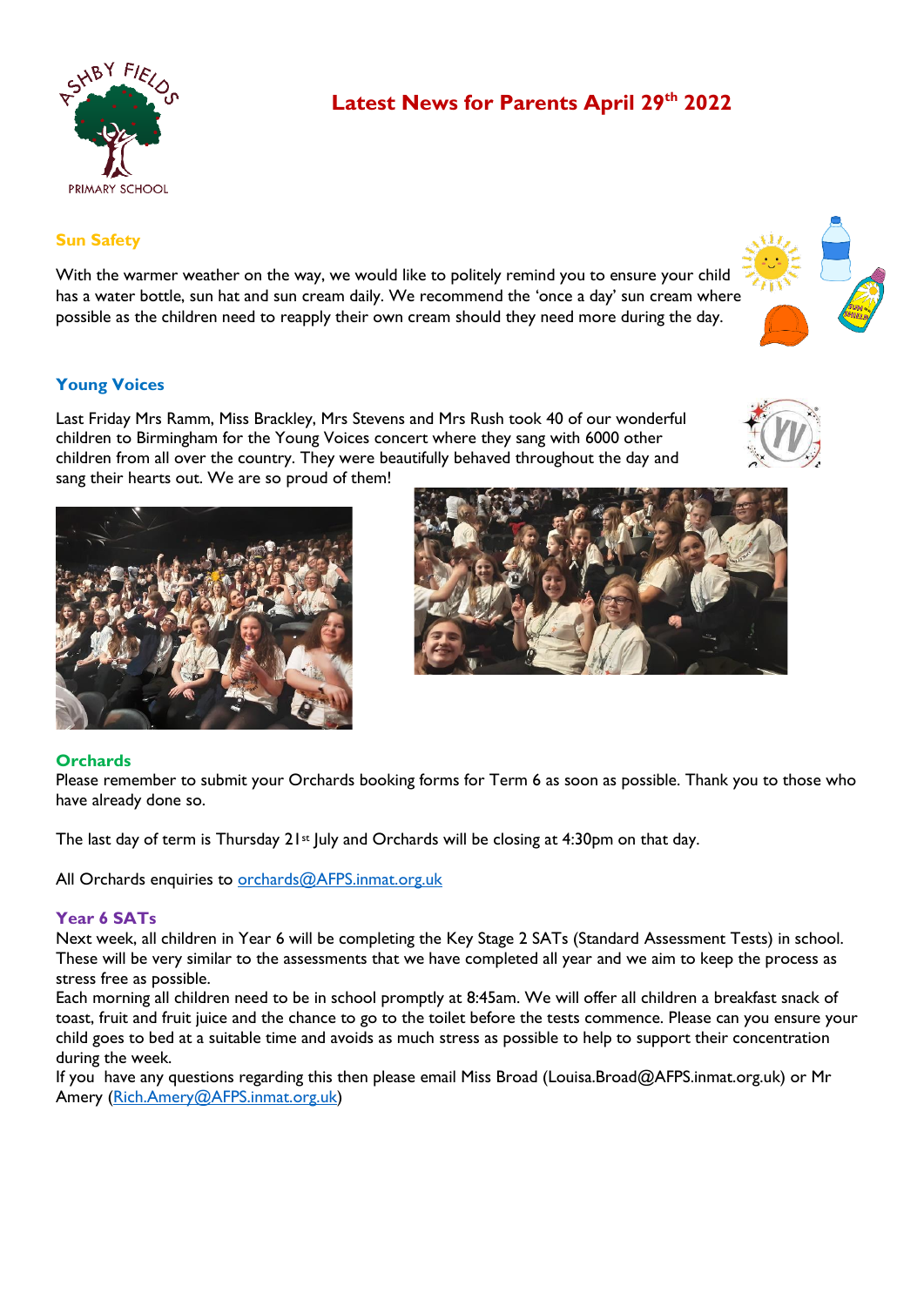# Latest News for Parents April 29th 2022

## Sun Safety

With the warmer weather on the way, we would like to politely remind you to ensure your child has a water bottle, sun hat and sun cream daily. We recommend the 'once a day' sun cream where possible as the children need to reapply their own cream should they need more during the day.

## Young Voices

Last Friday Mrs Ramm, Miss Brackley, Mrs Stevens and Mrs Rush took 40 of our wonderful children to Birmingham for the Young Voices concert where they sang with 6000 other children from all over the country. They were beautifully behaved throughout the day and sang their hearts out. We are so proud of them!

## Orchards

Please remember to submit your Orchards booking forms for Term 6 as soon as possible. Thank you to those who have already done so.

The last day of term is Thursday 21st July and Orchards will be closing at 4:30pm on that day.

All Orchards enquiries to orchards@AFPS.inmat.org.uk

## Year 6 SATs

Next week, all children in Year 6 will be completing the Key Stage 2 SATs (Standard Assessment Tests) in school. These will be very similar to the assessments that we have completed all year and we aim to keep the process as stress free as possible.

Each morning all children need to be in school promptly at 8:45am. We will offer all children a breakfast snack of toast, fruit and fruit juice and the chance to go to the toilet before the tests commence. Please can you ensure your child goes to bed at a suitable time and avoids as much stress as possible to help to support their concentration during the week.

If you have any questions regarding this then please email Miss Broad (Louisa.Broad@AFPS.inmat.org.uk) or Mr Amery (Rich.Amery@AFPS.inmat.org.uk)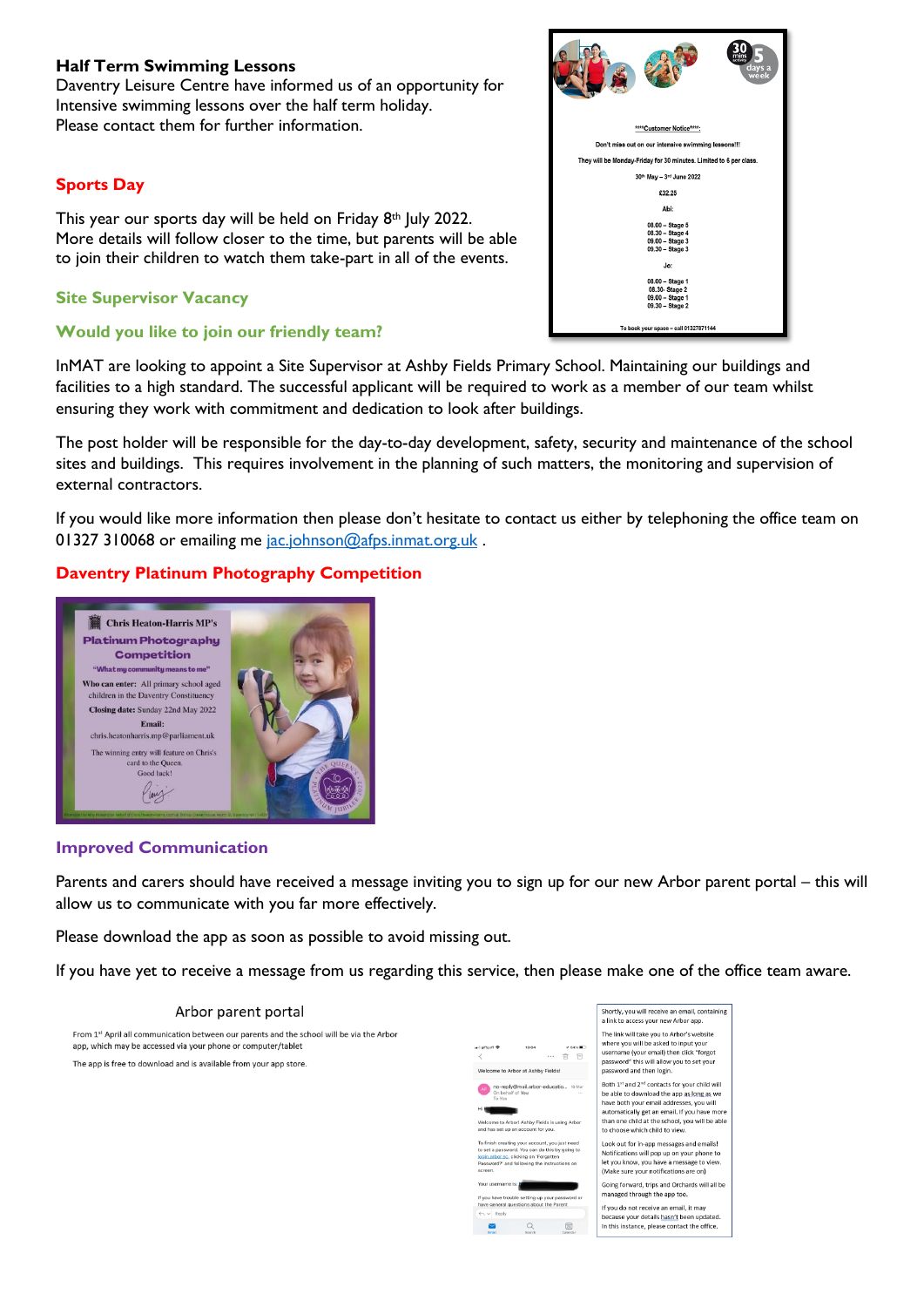## Half Term Swimming Lessons

Daventry Leisure Centre have informed us of an opportunity for Intensive swimming lessons over the half term holiday.
Please contact them for further information.

****Customer Notice****:

Don't miss out on our intensive swimming lessons!!

They will be Monday-Friday for 30 minutes. Limited to 6 per class.

30th May – 3rd June 2022

£32.25

Abi:

08.00 – Stage 5
08.30 – Stage 4
09.00 – Stage 3
09.30 – Stage 3

Jo:

08.00 – Stage 1
08.30- Stage 2
09.00 – Stage 1
09.30 – Stage 2

To book your space – call 01327871144

## Sports Day

This year our sports day will be held on Friday 8th July 2022.
More details will follow closer to the time, but parents will be able to join their children to watch them take-part in all of the events.

## Site Supervisor Vacancy

### Would you like to join our friendly team?

InMAT are looking to appoint a Site Supervisor at Ashby Fields Primary School. Maintaining our buildings and facilities to a high standard. The successful applicant will be required to work as a member of our team whilst ensuring they work with commitment and dedication to look after buildings.

The post holder will be responsible for the day-to-day development, safety, security and maintenance of the school sites and buildings. This requires involvement in the planning of such matters, the monitoring and supervision of external contractors.

If you would like more information then please don't hesitate to contact us either by telephoning the office team on 01327 310068 or emailing me jac.johnson@afps.inmat.org.uk .

## Daventry Platinum Photography Competition

Chris Heaton-Harris MP's
**Platinum Photography Competition**
"What my community means to me"

**Who can enter:** All primary school aged children in the Daventry Constituency
**Closing date:** Sunday 22nd May 2022
**Email:**
chris.heatonharris.mp@parliament.uk

The winning entry will feature on Chris's card to the Queen.
Good luck!

## Improved Communication

Parents and carers should have received a message inviting you to sign up for our new Arbor parent portal – this will allow us to communicate with you far more effectively.

Please download the app as soon as possible to avoid missing out.

If you have yet to receive a message from us regarding this service, then please make one of the office team aware.

### Arbor parent portal

From 1st April all communication between our parents and the school will be via the Arbor app, which may be accessed via your phone or computer/tablet

The app is free to download and is available from your app store.

Shortly, you will receive an email, containing a link to access your new Arbor app.

The link will take you to Arbor's website where you will be asked to input your username (your email) then click "forgot password" this will allow you to set your password and then login.

Both 1st and 2nd contacts for your child will be able to download the app as long as we have both your email addresses, you will automatically get an email. If you have more than one child at the school, you will be able to choose which child to view.

Look out for in-app messages and emails! Notifications will pop up on your phone to let you know, you have a message to view. (Make sure your notifications are on)

Going forward, trips and Orchards will all be managed through the app too.

If you do not receive an email, it may because your details hasn't been updated. In this instance, please contact the office.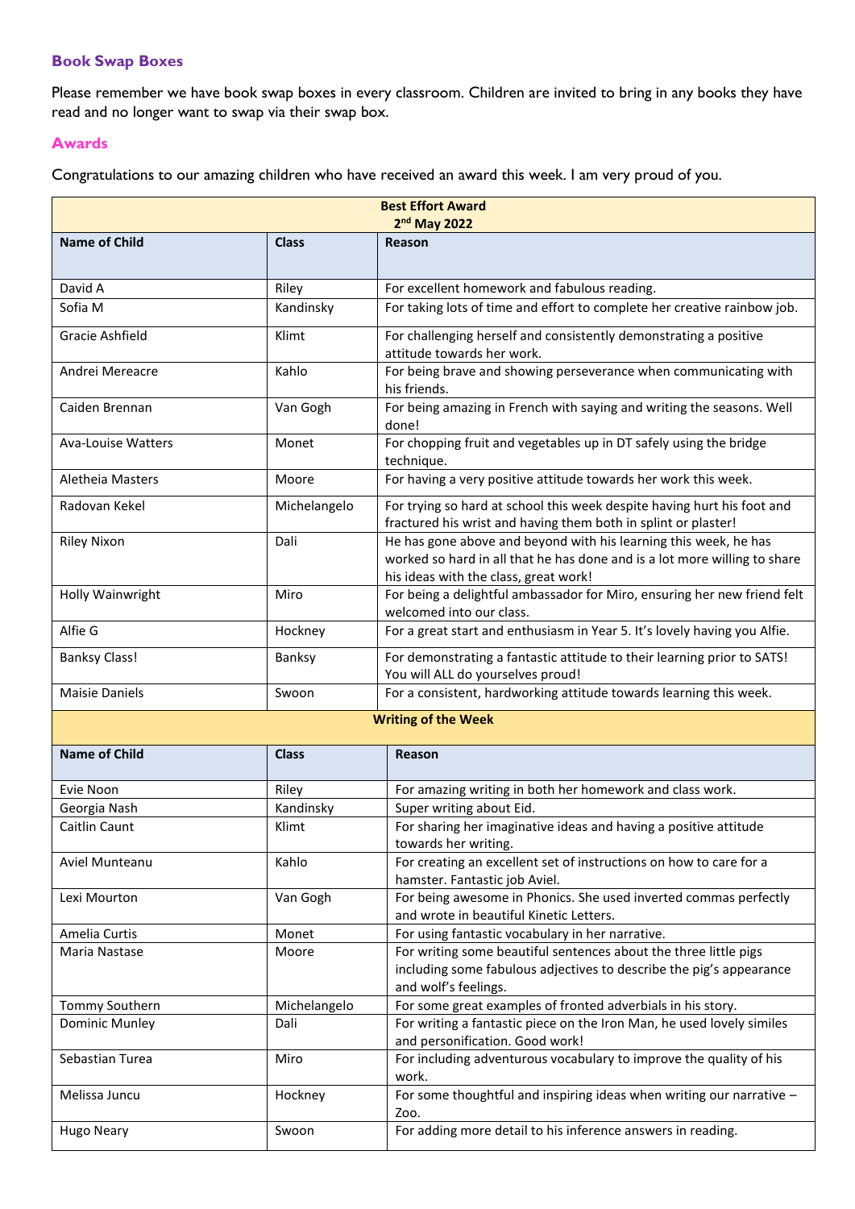### Book Swap Boxes

Please remember we have book swap boxes in every classroom. Children are invited to bring in any books they have read and no longer want to swap via their swap box.

### Awards

Congratulations to our amazing children who have received an award this week. I am very proud of you.

| **Best Effort Award 2nd May 2022** | | |
|---|---|---|
| **Name of Child** | **Class** | **Reason** |
| David A | Riley | For excellent homework and fabulous reading. |
| Sofia M | Kandinsky | For taking lots of time and effort to complete her creative rainbow job. |
| Gracie Ashfield | Klimt | For challenging herself and consistently demonstrating a positive attitude towards her work. |
| Andrei Mereacre | Kahlo | For being brave and showing perseverance when communicating with his friends. |
| Caiden Brennan | Van Gogh | For being amazing in French with saying and writing the seasons. Well done! |
| Ava-Louise Watters | Monet | For chopping fruit and vegetables up in DT safely using the bridge technique. |
| Aletheia Masters | Moore | For having a very positive attitude towards her work this week. |
| Radovan Kekel | Michelangelo | For trying so hard at school this week despite having hurt his foot and fractured his wrist and having them both in splint or plaster! |
| Riley Nixon | Dali | He has gone above and beyond with his learning this week, he has worked so hard in all that he has done and is a lot more willing to share his ideas with the class, great work! |
| Holly Wainwright | Miro | For being a delightful ambassador for Miro, ensuring her new friend felt welcomed into our class. |
| Alfie G | Hockney | For a great start and enthusiasm in Year 5. It's lovely having you Alfie. |
| Banksy Class! | Banksy | For demonstrating a fantastic attitude to their learning prior to SATS! You will ALL do yourselves proud! |
| Maisie Daniels | Swoon | For a consistent, hardworking attitude towards learning this week. |

| **Writing of the Week** | | |
|---|---|---|
| **Name of Child** | **Class** | **Reason** |
| Evie Noon | Riley | For amazing writing in both her homework and class work. |
| Georgia Nash | Kandinsky | Super writing about Eid. |
| Caitlin Caunt | Klimt | For sharing her imaginative ideas and having a positive attitude towards her writing. |
| Aviel Munteanu | Kahlo | For creating an excellent set of instructions on how to care for a hamster. Fantastic job Aviel. |
| Lexi Mourton | Van Gogh | For being awesome in Phonics. She used inverted commas perfectly and wrote in beautiful Kinetic Letters. |
| Amelia Curtis | Monet | For using fantastic vocabulary in her narrative. |
| Maria Nastase | Moore | For writing some beautiful sentences about the three little pigs including some fabulous adjectives to describe the pig's appearance and wolf's feelings. |
| Tommy Southern | Michelangelo | For some great examples of fronted adverbials in his story. |
| Dominic Munley | Dali | For writing a fantastic piece on the Iron Man, he used lovely similes and personification. Good work! |
| Sebastian Turea | Miro | For including adventurous vocabulary to improve the quality of his work. |
| Melissa Juncu | Hockney | For some thoughtful and inspiring ideas when writing our narrative – Zoo. |
| Hugo Neary | Swoon | For adding more detail to his inference answers in reading. |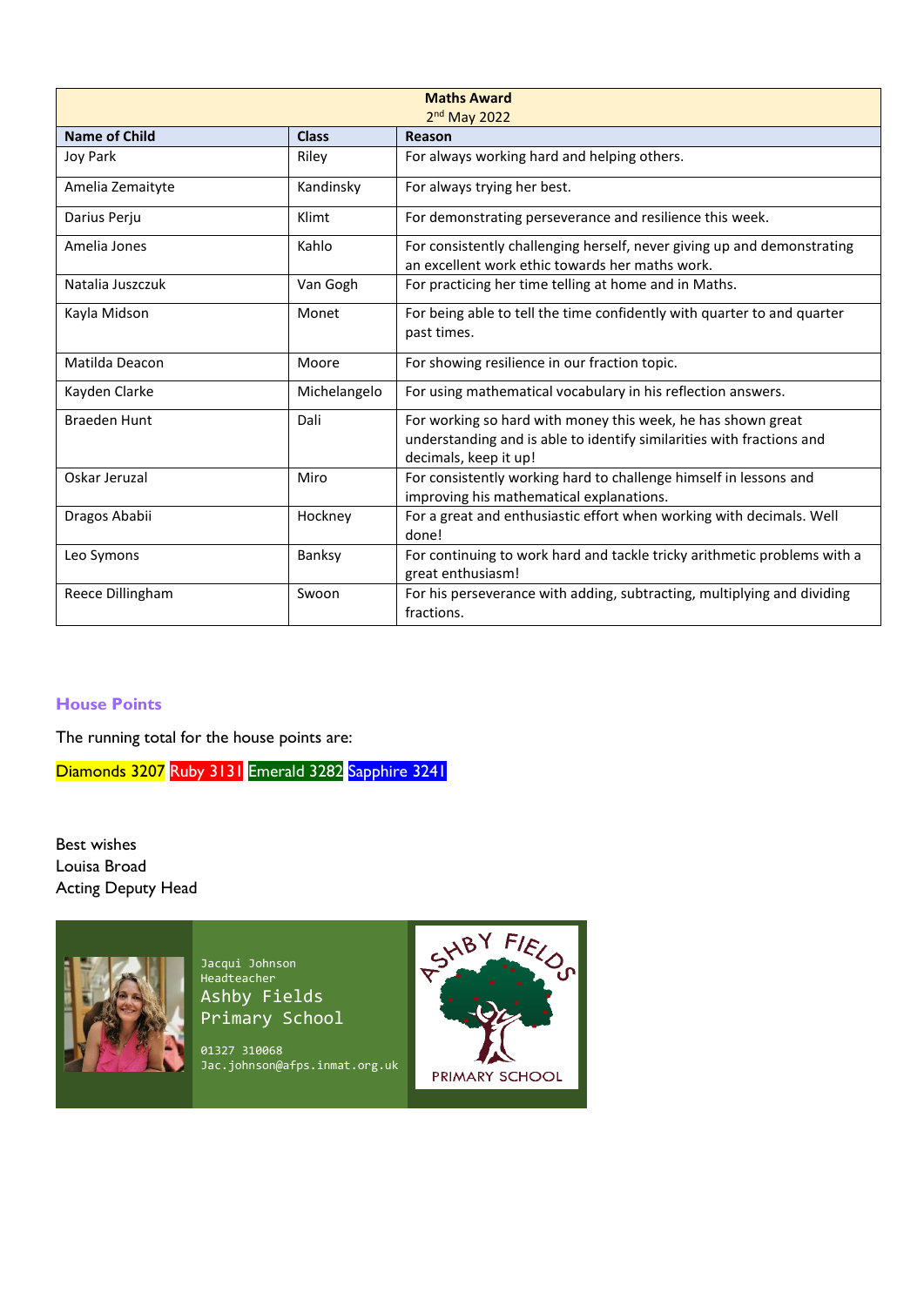| Maths Award 2nd May 2022 | | |
|---|---|---|
| **Name of Child** | **Class** | **Reason** |
| Joy Park | Riley | For always working hard and helping others. |
| Amelia Zemaityte | Kandinsky | For always trying her best. |
| Darius Perju | Klimt | For demonstrating perseverance and resilience this week. |
| Amelia Jones | Kahlo | For consistently challenging herself, never giving up and demonstrating an excellent work ethic towards her maths work. |
| Natalia Juszczuk | Van Gogh | For practicing her time telling at home and in Maths. |
| Kayla Midson | Monet | For being able to tell the time confidently with quarter to and quarter past times. |
| Matilda Deacon | Moore | For showing resilience in our fraction topic. |
| Kayden Clarke | Michelangelo | For using mathematical vocabulary in his reflection answers. |
| Braeden Hunt | Dali | For working so hard with money this week, he has shown great understanding and is able to identify similarities with fractions and decimals, keep it up! |
| Oskar Jeruzal | Miro | For consistently working hard to challenge himself in lessons and improving his mathematical explanations. |
| Dragos Ababii | Hockney | For a great and enthusiastic effort when working with decimals. Well done! |
| Leo Symons | Banksy | For continuing to work hard and tackle tricky arithmetic problems with a great enthusiasm! |
| Reece Dillingham | Swoon | For his perseverance with adding, subtracting, multiplying and dividing fractions. |

## House Points

The running total for the house points are:

Diamonds 3207 Ruby 3131 Emerald 3282 Sapphire 3241

Best wishes
Louisa Broad
Acting Deputy Head

Jacqui Johnson
Headteacher
Ashby Fields
Primary School

01327 310068
Jac.johnson@afps.inmat.org.uk

ASHBY FIELDS
PRIMARY SCHOOL